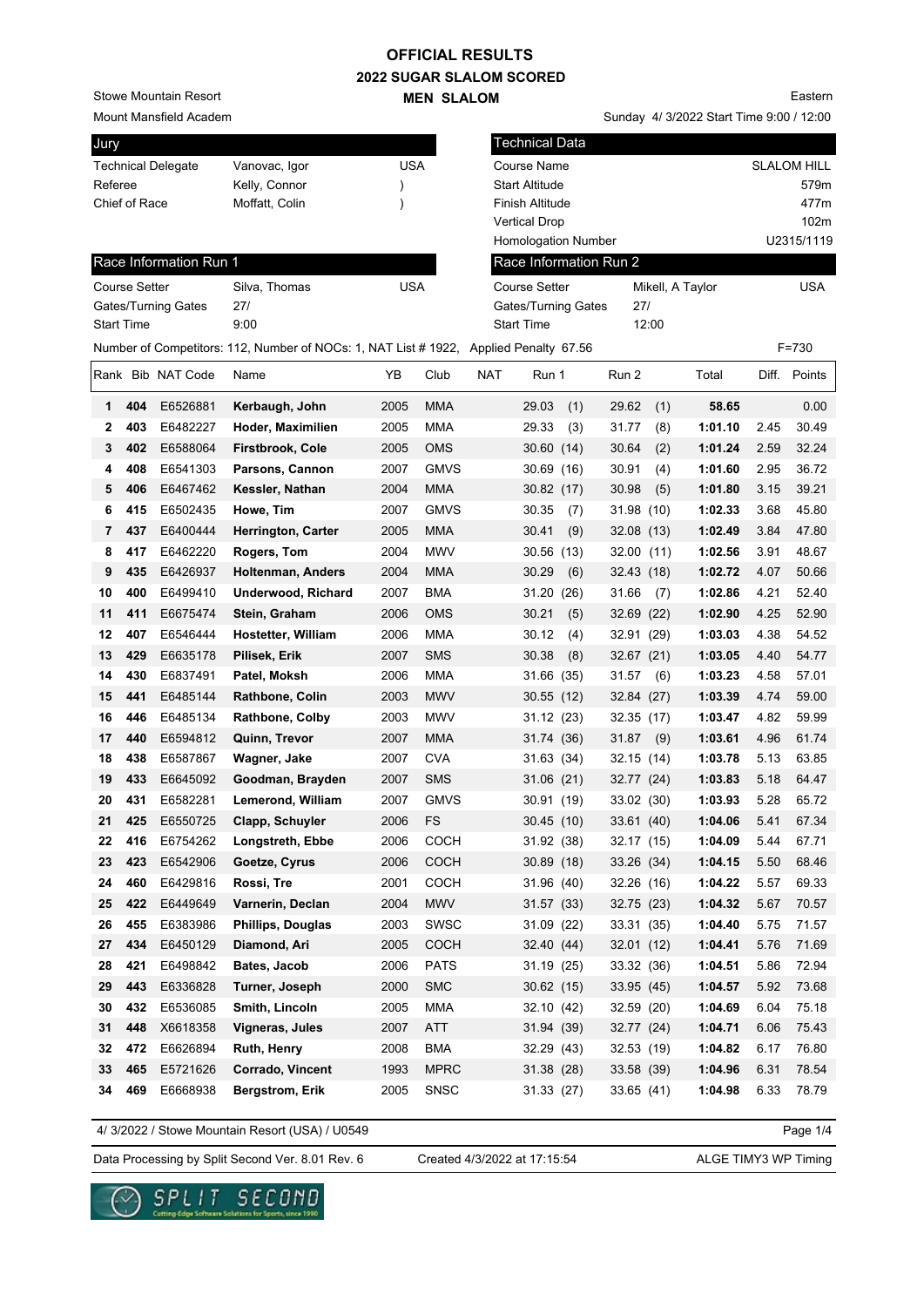# OFFICIAL RESULTS
## 2022 SUGAR SLALOM SCORED
### MEN SLALOM

Stowe Mountain Resort
Mount Mansfield Academ

Eastern
Sunday 4/ 3/2022 Start Time 9:00 / 12:00

| Jury | | |
|---|---|---|
| Technical Delegate | Vanovac, Igor | USA |
| Referee | Kelly, Connor | ) |
| Chief of Race | Moffatt, Colin | ) |

| Technical Data | |
|---|---|
| Course Name | SLALOM HILL |
| Start Altitude | 579m |
| Finish Altitude | 477m |
| Vertical Drop | 102m |
| Homologation Number | U2315/1119 |

| Race Information Run 1 | | |
|---|---|---|
| Course Setter | Silva, Thomas | USA |
| Gates/Turning Gates | 27/ | |
| Start Time | 9:00 | |

| Race Information Run 2 | | |
|---|---|---|
| Course Setter | Mikell, A Taylor | USA |
| Gates/Turning Gates | 27/ | |
| Start Time | 12:00 | |

Number of Competitors: 112, Number of NOCs: 1, NAT List # 1922, Applied Penalty 67.56 F=730

| Rank | Bib | NAT Code | Name | YB | Club | NAT | Run 1 | Run 2 | Total | Diff. | Points |
|---|---|---|---|---|---|---|---|---|---|---|---|
| 1 | 404 | E6526881 | **Kerbaugh, John** | 2005 | MMA | | 29.03 (1) | 29.62 (1) | **58.65** | | 0.00 |
| 2 | 403 | E6482227 | **Hoder, Maximilien** | 2005 | MMA | | 29.33 (3) | 31.77 (8) | **1:01.10** | 2.45 | 30.49 |
| 3 | 402 | E6588064 | **Firstbrook, Cole** | 2005 | OMS | | 30.60 (14) | 30.64 (2) | **1:01.24** | 2.59 | 32.24 |
| 4 | 408 | E6541303 | **Parsons, Cannon** | 2007 | GMVS | | 30.69 (16) | 30.91 (4) | **1:01.60** | 2.95 | 36.72 |
| 5 | 406 | E6467462 | **Kessler, Nathan** | 2004 | MMA | | 30.82 (17) | 30.98 (5) | **1:01.80** | 3.15 | 39.21 |
| 6 | 415 | E6502435 | **Howe, Tim** | 2007 | GMVS | | 30.35 (7) | 31.98 (10) | **1:02.33** | 3.68 | 45.80 |
| 7 | 437 | E6400444 | **Herrington, Carter** | 2005 | MMA | | 30.41 (9) | 32.08 (13) | **1:02.49** | 3.84 | 47.80 |
| 8 | 417 | E6462220 | **Rogers, Tom** | 2004 | MWV | | 30.56 (13) | 32.00 (11) | **1:02.56** | 3.91 | 48.67 |
| 9 | 435 | E6426937 | **Holtenman, Anders** | 2004 | MMA | | 30.29 (6) | 32.43 (18) | **1:02.72** | 4.07 | 50.66 |
| 10 | 400 | E6499410 | **Underwood, Richard** | 2007 | BMA | | 31.20 (26) | 31.66 (7) | **1:02.86** | 4.21 | 52.40 |
| 11 | 411 | E6675474 | **Stein, Graham** | 2006 | OMS | | 30.21 (5) | 32.69 (22) | **1:02.90** | 4.25 | 52.90 |
| 12 | 407 | E6546444 | **Hostetter, William** | 2006 | MMA | | 30.12 (4) | 32.91 (29) | **1:03.03** | 4.38 | 54.52 |
| 13 | 429 | E6635178 | **Pilisek, Erik** | 2007 | SMS | | 30.38 (8) | 32.67 (21) | **1:03.05** | 4.40 | 54.77 |
| 14 | 430 | E6837491 | **Patel, Moksh** | 2006 | MMA | | 31.66 (35) | 31.57 (6) | **1:03.23** | 4.58 | 57.01 |
| 15 | 441 | E6485144 | **Rathbone, Colin** | 2003 | MWV | | 30.55 (12) | 32.84 (27) | **1:03.39** | 4.74 | 59.00 |
| 16 | 446 | E6485134 | **Rathbone, Colby** | 2003 | MWV | | 31.12 (23) | 32.35 (17) | **1:03.47** | 4.82 | 59.99 |
| 17 | 440 | E6594812 | **Quinn, Trevor** | 2007 | MMA | | 31.74 (36) | 31.87 (9) | **1:03.61** | 4.96 | 61.74 |
| 18 | 438 | E6587867 | **Wagner, Jake** | 2007 | CVA | | 31.63 (34) | 32.15 (14) | **1:03.78** | 5.13 | 63.85 |
| 19 | 433 | E6645092 | **Goodman, Brayden** | 2007 | SMS | | 31.06 (21) | 32.77 (24) | **1:03.83** | 5.18 | 64.47 |
| 20 | 431 | E6582281 | **Lemerond, William** | 2007 | GMVS | | 30.91 (19) | 33.02 (30) | **1:03.93** | 5.28 | 65.72 |
| 21 | 425 | E6550725 | **Clapp, Schuyler** | 2006 | FS | | 30.45 (10) | 33.61 (40) | **1:04.06** | 5.41 | 67.34 |
| 22 | 416 | E6754262 | **Longstreth, Ebbe** | 2006 | COCH | | 31.92 (38) | 32.17 (15) | **1:04.09** | 5.44 | 67.71 |
| 23 | 423 | E6542906 | **Goetze, Cyrus** | 2006 | COCH | | 30.89 (18) | 33.26 (34) | **1:04.15** | 5.50 | 68.46 |
| 24 | 460 | E6429816 | **Rossi, Tre** | 2001 | COCH | | 31.96 (40) | 32.26 (16) | **1:04.22** | 5.57 | 69.33 |
| 25 | 422 | E6449649 | **Varnerin, Declan** | 2004 | MWV | | 31.57 (33) | 32.75 (23) | **1:04.32** | 5.67 | 70.57 |
| 26 | 455 | E6383986 | **Phillips, Douglas** | 2003 | SWSC | | 31.09 (22) | 33.31 (35) | **1:04.40** | 5.75 | 71.57 |
| 27 | 434 | E6450129 | **Diamond, Ari** | 2005 | COCH | | 32.40 (44) | 32.01 (12) | **1:04.41** | 5.76 | 71.69 |
| 28 | 421 | E6498842 | **Bates, Jacob** | 2006 | PATS | | 31.19 (25) | 33.32 (36) | **1:04.51** | 5.86 | 72.94 |
| 29 | 443 | E6336828 | **Turner, Joseph** | 2000 | SMC | | 30.62 (15) | 33.95 (45) | **1:04.57** | 5.92 | 73.68 |
| 30 | 432 | E6536085 | **Smith, Lincoln** | 2005 | MMA | | 32.10 (42) | 32.59 (20) | **1:04.69** | 6.04 | 75.18 |
| 31 | 448 | X6618358 | **Vigneras, Jules** | 2007 | ATT | | 31.94 (39) | 32.77 (24) | **1:04.71** | 6.06 | 75.43 |
| 32 | 472 | E6626894 | **Ruth, Henry** | 2008 | BMA | | 32.29 (43) | 32.53 (19) | **1:04.82** | 6.17 | 76.80 |
| 33 | 465 | E5721626 | **Corrado, Vincent** | 1993 | MPRC | | 31.38 (28) | 33.58 (39) | **1:04.96** | 6.31 | 78.54 |
| 34 | 469 | E6668938 | **Bergstrom, Erik** | 2005 | SNSC | | 31.33 (27) | 33.65 (41) | **1:04.98** | 6.33 | 78.79 |

4/ 3/2022 / Stowe Mountain Resort (USA) / U0549

Data Processing by Split Second Ver. 8.01 Rev. 6 Created 4/3/2022 at 17:15:54 ALGE TIMY3 WP Timing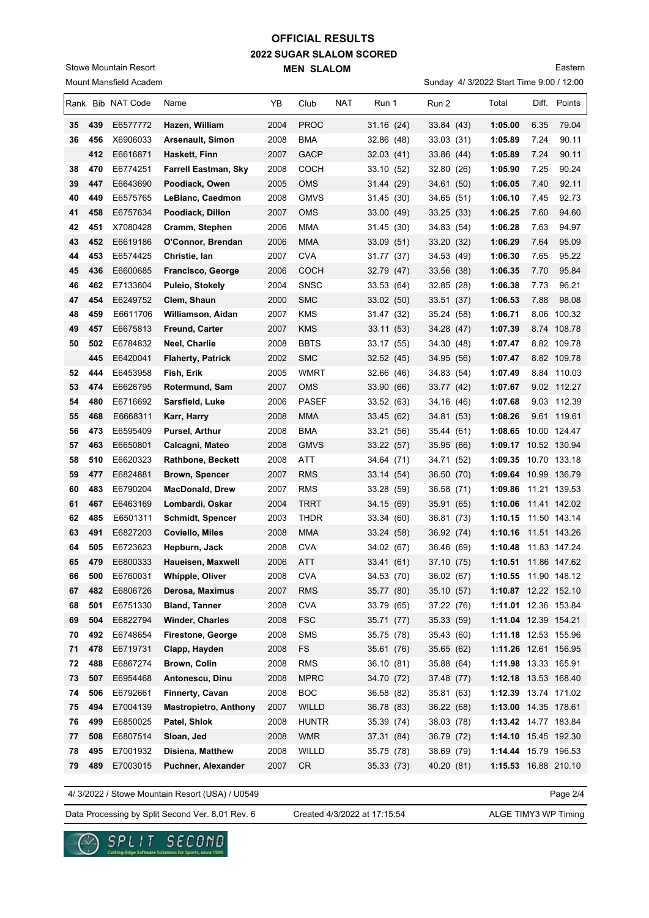# OFFICIAL RESULTS

## 2022 SUGAR SLALOM SCORED

## MEN SLALOM

Stowe Mountain Resort

Mount Mansfield Academ

Eastern

Sunday 4/ 3/2022 Start Time 9:00 / 12:00

| Rank | Bib | NAT Code | Name | YB | Club | NAT | Run 1 | Run 2 | Total | Diff. | Points |
|---|---|---|---|---|---|---|---|---|---|---|---|
| 35 | 439 | E6577772 | **Hazen, William** | 2004 | PROC | | 31.16 (24) | 33.84 (43) | **1:05.00** | 6.35 | 79.04 |
| 36 | 456 | X6906033 | **Arsenault, Simon** | 2008 | BMA | | 32.86 (48) | 33.03 (31) | **1:05.89** | 7.24 | 90.11 |
| | 412 | E6616871 | **Haskett, Finn** | 2007 | GACP | | 32.03 (41) | 33.86 (44) | **1:05.89** | 7.24 | 90.11 |
| 38 | 470 | E6774251 | **Farrell Eastman, Sky** | 2008 | COCH | | 33.10 (52) | 32.80 (26) | **1:05.90** | 7.25 | 90.24 |
| 39 | 447 | E6643690 | **Poodiack, Owen** | 2005 | OMS | | 31.44 (29) | 34.61 (50) | **1:06.05** | 7.40 | 92.11 |
| 40 | 449 | E6575765 | **LeBlanc, Caedmon** | 2008 | GMVS | | 31.45 (30) | 34.65 (51) | **1:06.10** | 7.45 | 92.73 |
| 41 | 458 | E6757634 | **Poodiack, Dillon** | 2007 | OMS | | 33.00 (49) | 33.25 (33) | **1:06.25** | 7.60 | 94.60 |
| 42 | 451 | X7080428 | **Cramm, Stephen** | 2006 | MMA | | 31.45 (30) | 34.83 (54) | **1:06.28** | 7.63 | 94.97 |
| 43 | 452 | E6619186 | **O'Connor, Brendan** | 2006 | MMA | | 33.09 (51) | 33.20 (32) | **1:06.29** | 7.64 | 95.09 |
| 44 | 453 | E6574425 | **Christie, Ian** | 2007 | CVA | | 31.77 (37) | 34.53 (49) | **1:06.30** | 7.65 | 95.22 |
| 45 | 436 | E6600685 | **Francisco, George** | 2006 | COCH | | 32.79 (47) | 33.56 (38) | **1:06.35** | 7.70 | 95.84 |
| 46 | 462 | E7133604 | **Puleio, Stokely** | 2004 | SNSC | | 33.53 (64) | 32.85 (28) | **1:06.38** | 7.73 | 96.21 |
| 47 | 454 | E6249752 | **Clem, Shaun** | 2000 | SMC | | 33.02 (50) | 33.51 (37) | **1:06.53** | 7.88 | 98.08 |
| 48 | 459 | E6611706 | **Williamson, Aidan** | 2007 | KMS | | 31.47 (32) | 35.24 (58) | **1:06.71** | 8.06 | 100.32 |
| 49 | 457 | E6675813 | **Freund, Carter** | 2007 | KMS | | 33.11 (53) | 34.28 (47) | **1:07.39** | 8.74 | 108.78 |
| 50 | 502 | E6784832 | **Neel, Charlie** | 2008 | BBTS | | 33.17 (55) | 34.30 (48) | **1:07.47** | 8.82 | 109.78 |
| | 445 | E6420041 | **Flaherty, Patrick** | 2002 | SMC | | 32.52 (45) | 34.95 (56) | **1:07.47** | 8.82 | 109.78 |
| 52 | 444 | E6453958 | **Fish, Erik** | 2005 | WMRT | | 32.66 (46) | 34.83 (54) | **1:07.49** | 8.84 | 110.03 |
| 53 | 474 | E6626795 | **Rotermund, Sam** | 2007 | OMS | | 33.90 (66) | 33.77 (42) | **1:07.67** | 9.02 | 112.27 |
| 54 | 480 | E6716692 | **Sarsfield, Luke** | 2006 | PASEF | | 33.52 (63) | 34.16 (46) | **1:07.68** | 9.03 | 112.39 |
| 55 | 468 | E6668311 | **Karr, Harry** | 2008 | MMA | | 33.45 (62) | 34.81 (53) | **1:08.26** | 9.61 | 119.61 |
| 56 | 473 | E6595409 | **Pursel, Arthur** | 2008 | BMA | | 33.21 (56) | 35.44 (61) | **1:08.65** | 10.00 | 124.47 |
| 57 | 463 | E6650801 | **Calcagni, Mateo** | 2008 | GMVS | | 33.22 (57) | 35.95 (66) | **1:09.17** | 10.52 | 130.94 |
| 58 | 510 | E6620323 | **Rathbone, Beckett** | 2008 | ATT | | 34.64 (71) | 34.71 (52) | **1:09.35** | 10.70 | 133.18 |
| 59 | 477 | E6824881 | **Brown, Spencer** | 2007 | RMS | | 33.14 (54) | 36.50 (70) | **1:09.64** | 10.99 | 136.79 |
| 60 | 483 | E6790204 | **MacDonald, Drew** | 2007 | RMS | | 33.28 (59) | 36.58 (71) | **1:09.86** | 11.21 | 139.53 |
| 61 | 467 | E6463169 | **Lombardi, Oskar** | 2004 | TRRT | | 34.15 (69) | 35.91 (65) | **1:10.06** | 11.41 | 142.02 |
| 62 | 485 | E6501311 | **Schmidt, Spencer** | 2003 | THDR | | 33.34 (60) | 36.81 (73) | **1:10.15** | 11.50 | 143.14 |
| 63 | 491 | E6827203 | **Coviello, Miles** | 2008 | MMA | | 33.24 (58) | 36.92 (74) | **1:10.16** | 11.51 | 143.26 |
| 64 | 505 | E6723623 | **Hepburn, Jack** | 2008 | CVA | | 34.02 (67) | 36.46 (69) | **1:10.48** | 11.83 | 147.24 |
| 65 | 479 | E6800333 | **Haueisen, Maxwell** | 2006 | ATT | | 33.41 (61) | 37.10 (75) | **1:10.51** | 11.86 | 147.62 |
| 66 | 500 | E6760031 | **Whipple, Oliver** | 2008 | CVA | | 34.53 (70) | 36.02 (67) | **1:10.55** | 11.90 | 148.12 |
| 67 | 482 | E6806726 | **Derosa, Maximus** | 2007 | RMS | | 35.77 (80) | 35.10 (57) | **1:10.87** | 12.22 | 152.10 |
| 68 | 501 | E6751330 | **Bland, Tanner** | 2008 | CVA | | 33.79 (65) | 37.22 (76) | **1:11.01** | 12.36 | 153.84 |
| 69 | 504 | E6822794 | **Winder, Charles** | 2008 | FSC | | 35.71 (77) | 35.33 (59) | **1:11.04** | 12.39 | 154.21 |
| 70 | 492 | E6748654 | **Firestone, George** | 2008 | SMS | | 35.75 (78) | 35.43 (60) | **1:11.18** | 12.53 | 155.96 |
| 71 | 478 | E6719731 | **Clapp, Hayden** | 2008 | FS | | 35.61 (76) | 35.65 (62) | **1:11.26** | 12.61 | 156.95 |
| 72 | 488 | E6867274 | **Brown, Colin** | 2008 | RMS | | 36.10 (81) | 35.88 (64) | **1:11.98** | 13.33 | 165.91 |
| 73 | 507 | E6954468 | **Antonescu, Dinu** | 2008 | MPRC | | 34.70 (72) | 37.48 (77) | **1:12.18** | 13.53 | 168.40 |
| 74 | 506 | E6792661 | **Finnerty, Cavan** | 2008 | BOC | | 36.58 (82) | 35.81 (63) | **1:12.39** | 13.74 | 171.02 |
| 75 | 494 | E7004139 | **Mastropietro, Anthony** | 2007 | WILLD | | 36.78 (83) | 36.22 (68) | **1:13.00** | 14.35 | 178.61 |
| 76 | 499 | E6850025 | **Patel, Shlok** | 2008 | HUNTR | | 35.39 (74) | 38.03 (78) | **1:13.42** | 14.77 | 183.84 |
| 77 | 508 | E6807514 | **Sloan, Jed** | 2008 | WMR | | 37.31 (84) | 36.79 (72) | **1:14.10** | 15.45 | 192.30 |
| 78 | 495 | E7001932 | **Disiena, Matthew** | 2008 | WILLD | | 35.75 (78) | 38.69 (79) | **1:14.44** | 15.79 | 196.53 |
| 79 | 489 | E7003015 | **Puchner, Alexander** | 2007 | CR | | 35.33 (73) | 40.20 (81) | **1:15.53** | 16.88 | 210.10 |

4/ 3/2022 / Stowe Mountain Resort (USA) / U0549

Data Processing by Split Second Ver. 8.01 Rev. 6 — Created 4/3/2022 at 17:15:54 — ALGE TIMY3 WP Timing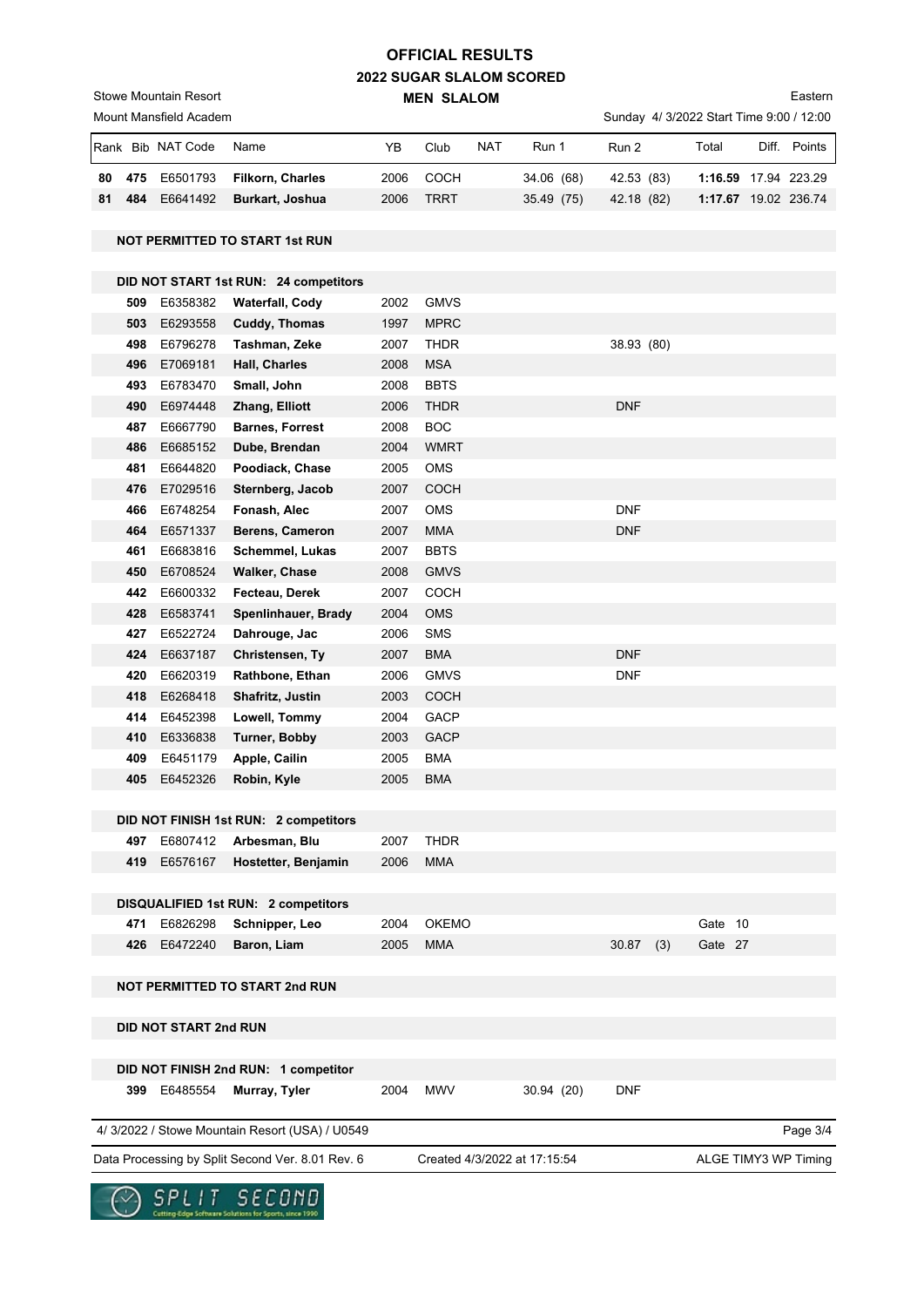# OFFICIAL RESULTS

## 2022 SUGAR SLALOM SCORED

### MEN SLALOM

Stowe Mountain Resort
Mount Mansfield Academ

Eastern
Sunday 4/ 3/2022 Start Time 9:00 / 12:00

| Rank | Bib | NAT Code | Name | YB | Club | NAT | Run 1 | Run 2 | Total | Diff. | Points |
|---|---|---|---|---|---|---|---|---|---|---|---|
| 80 | 475 | E6501793 | **Filkorn, Charles** | 2006 | COCH | | 34.06 (68) | 42.53 (83) | **1:16.59** | 17.94 | 223.29 |
| 81 | 484 | E6641492 | **Burkart, Joshua** | 2006 | TRRT | | 35.49 (75) | 42.18 (82) | **1:17.67** | 19.02 | 236.74 |
| | | | **NOT PERMITTED TO START 1st RUN** | | | | | | | | |
| | | | **DID NOT START 1st RUN: 24 competitors** | | | | | | | | |
| | 509 | E6358382 | **Waterfall, Cody** | 2002 | GMVS | | | | | | |
| | 503 | E6293558 | **Cuddy, Thomas** | 1997 | MPRC | | | | | | |
| | 498 | E6796278 | **Tashman, Zeke** | 2007 | THDR | | | 38.93 (80) | | | |
| | 496 | E7069181 | **Hall, Charles** | 2008 | MSA | | | | | | |
| | 493 | E6783470 | **Small, John** | 2008 | BBTS | | | | | | |
| | 490 | E6974448 | **Zhang, Elliott** | 2006 | THDR | | | DNF | | | |
| | 487 | E6667790 | **Barnes, Forrest** | 2008 | BOC | | | | | | |
| | 486 | E6685152 | **Dube, Brendan** | 2004 | WMRT | | | | | | |
| | 481 | E6644820 | **Poodiack, Chase** | 2005 | OMS | | | | | | |
| | 476 | E7029516 | **Sternberg, Jacob** | 2007 | COCH | | | | | | |
| | 466 | E6748254 | **Fonash, Alec** | 2007 | OMS | | | DNF | | | |
| | 464 | E6571337 | **Berens, Cameron** | 2007 | MMA | | | DNF | | | |
| | 461 | E6683816 | **Schemmel, Lukas** | 2007 | BBTS | | | | | | |
| | 450 | E6708524 | **Walker, Chase** | 2008 | GMVS | | | | | | |
| | 442 | E6600332 | **Fecteau, Derek** | 2007 | COCH | | | | | | |
| | 428 | E6583741 | **Spenlinhauer, Brady** | 2004 | OMS | | | | | | |
| | 427 | E6522724 | **Dahrouge, Jac** | 2006 | SMS | | | | | | |
| | 424 | E6637187 | **Christensen, Ty** | 2007 | BMA | | | DNF | | | |
| | 420 | E6620319 | **Rathbone, Ethan** | 2006 | GMVS | | | DNF | | | |
| | 418 | E6268418 | **Shafritz, Justin** | 2003 | COCH | | | | | | |
| | 414 | E6452398 | **Lowell, Tommy** | 2004 | GACP | | | | | | |
| | 410 | E6336838 | **Turner, Bobby** | 2003 | GACP | | | | | | |
| | 409 | E6451179 | **Apple, Cailin** | 2005 | BMA | | | | | | |
| | 405 | E6452326 | **Robin, Kyle** | 2005 | BMA | | | | | | |
| | | | **DID NOT FINISH 1st RUN: 2 competitors** | | | | | | | | |
| | 497 | E6807412 | **Arbesman, Blu** | 2007 | THDR | | | | | | |
| | 419 | E6576167 | **Hostetter, Benjamin** | 2006 | MMA | | | | | | |
| | | | **DISQUALIFIED 1st RUN: 2 competitors** | | | | | | | | |
| | 471 | E6826298 | **Schnipper, Leo** | 2004 | OKEMO | | | | Gate 10 | | |
| | 426 | E6472240 | **Baron, Liam** | 2005 | MMA | | | 30.87 (3) | Gate 27 | | |
| | | | **NOT PERMITTED TO START 2nd RUN** | | | | | | | | |
| | | | **DID NOT START 2nd RUN** | | | | | | | | |
| | | | **DID NOT FINISH 2nd RUN: 1 competitor** | | | | | | | | |
| | 399 | E6485554 | **Murray, Tyler** | 2004 | MWV | | 30.94 (20) | DNF | | | |

4/ 3/2022 / Stowe Mountain Resort (USA) / U0549

Data Processing by Split Second Ver. 8.01 Rev. 6 — Created 4/3/2022 at 17:15:54 — ALGE TIMY3 WP Timing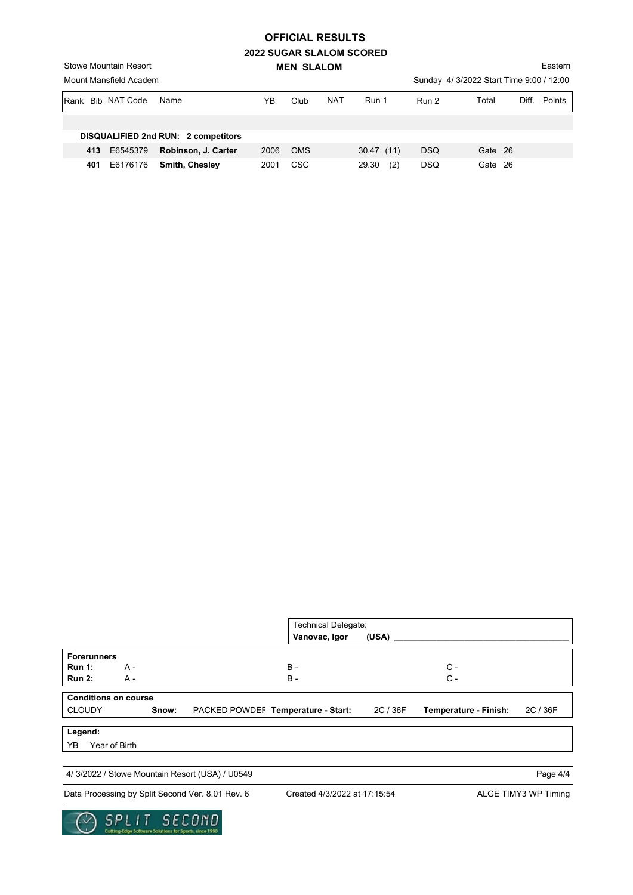# OFFICIAL RESULTS

## 2022 SUGAR SLALOM SCORED

### MEN SLALOM

Stowe Mountain Resort | Eastern

Mount Mansfield Academ | Sunday 4/ 3/2022 Start Time 9:00 / 12:00

| Rank | Bib | NAT Code | Name | YB | Club | NAT | Run 1 | Run 2 | Total | Diff. | Points |
|---|---|---|---|---|---|---|---|---|---|---|---|
| **DISQUALIFIED 2nd RUN: 2 competitors** | | | | | | | | | | | |
| | **413** | E6545379 | **Robinson, J. Carter** | 2006 | OMS | | 30.47 (11) | DSQ | Gate 26 | | |
| | **401** | E6176176 | **Smith, Chesley** | 2001 | CSC | | 29.30 (2) | DSQ | Gate 26 | | |

Technical Delegate:
**Vanovac, Igor** **(USA)** ____________________

| **Forerunners** | | | |
|---|---|---|---|
| **Run 1:** | A - | B - | C - |
| **Run 2:** | A - | B - | C - |

**Conditions on course**

| | | | | | | |
|---|---|---|---|---|---|---|
| CLOUDY | **Snow:** | PACKED POWDEF | **Temperature - Start:** | 2C / 36F | **Temperature - Finish:** | 2C / 36F |

**Legend:**
YB Year of Birth

4/ 3/2022 / Stowe Mountain Resort (USA) / U0549

Data Processing by Split Second Ver. 8.01 Rev. 6 | Created 4/3/2022 at 17:15:54 | ALGE TIMY3 WP Timing